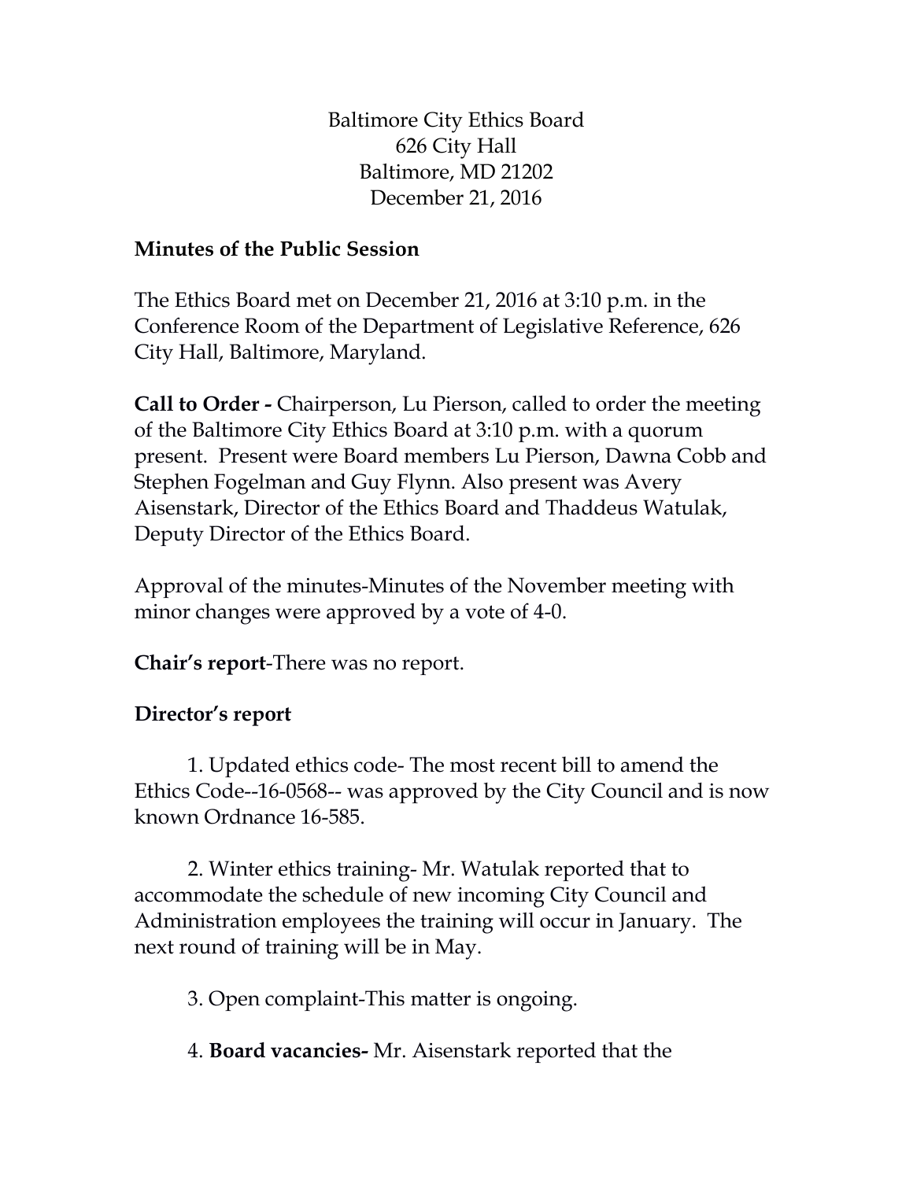Baltimore City Ethics Board
626 City Hall
Baltimore, MD 21202
December 21, 2016

**Minutes of the Public Session**

The Ethics Board met on December 21, 2016 at 3:10 p.m. in the Conference Room of the Department of Legislative Reference, 626 City Hall, Baltimore, Maryland.

**Call to Order -** Chairperson, Lu Pierson, called to order the meeting of the Baltimore City Ethics Board at 3:10 p.m. with a quorum present. Present were Board members Lu Pierson, Dawna Cobb and Stephen Fogelman and Guy Flynn. Also present was Avery Aisenstark, Director of the Ethics Board and Thaddeus Watulak, Deputy Director of the Ethics Board.

Approval of the minutes-Minutes of the November meeting with minor changes were approved by a vote of 4-0.

**Chair's report**-There was no report.

**Director's report**

1. Updated ethics code- The most recent bill to amend the Ethics Code--16-0568-- was approved by the City Council and is now known Ordnance 16-585.

2. Winter ethics training- Mr. Watulak reported that to accommodate the schedule of new incoming City Council and Administration employees the training will occur in January. The next round of training will be in May.

3. Open complaint-This matter is ongoing.

4. **Board vacancies-** Mr. Aisenstark reported that the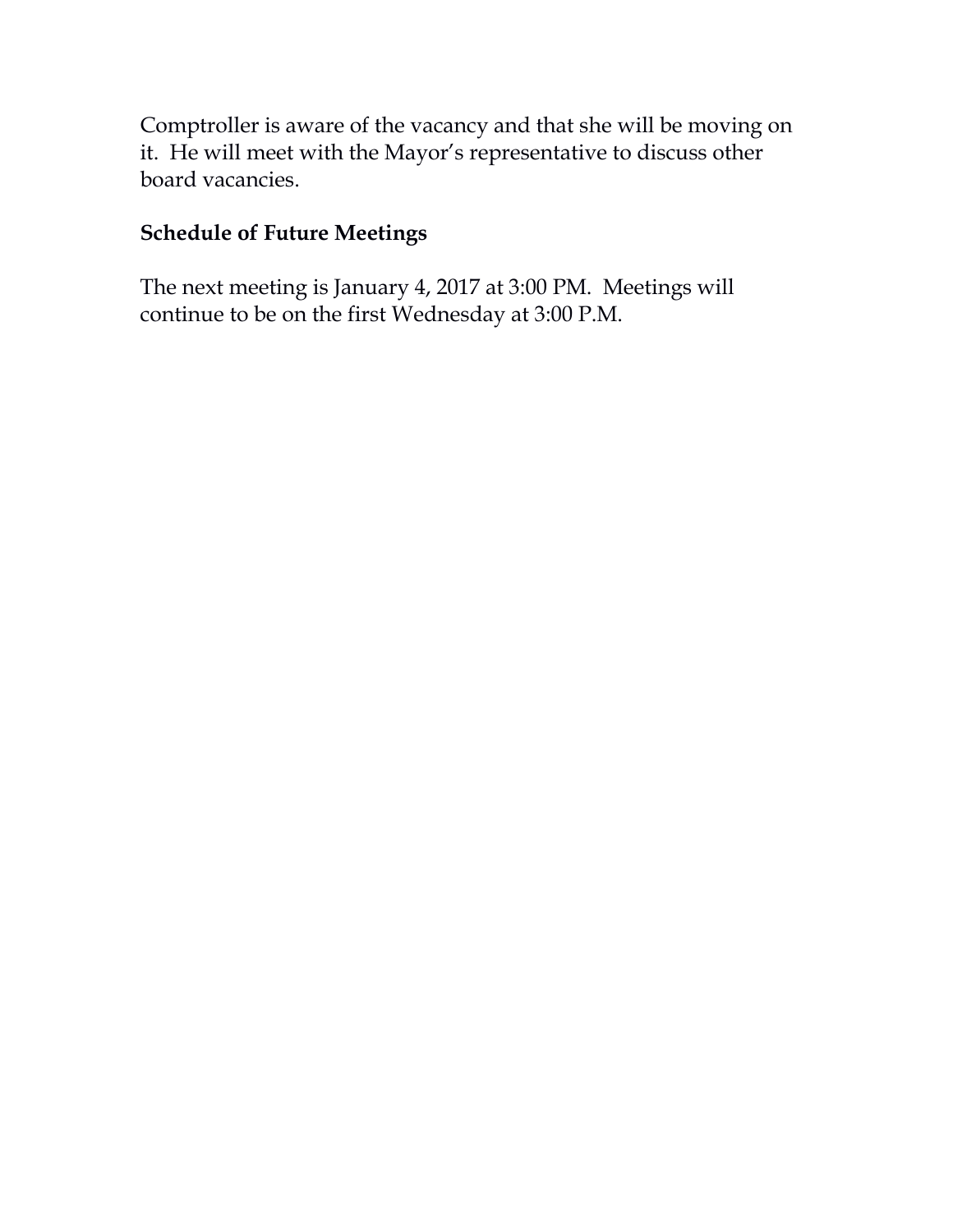Comptroller is aware of the vacancy and that she will be moving on it. He will meet with the Mayor's representative to discuss other board vacancies.

## Schedule of Future Meetings

The next meeting is January 4, 2017 at 3:00 PM. Meetings will continue to be on the first Wednesday at 3:00 P.M.